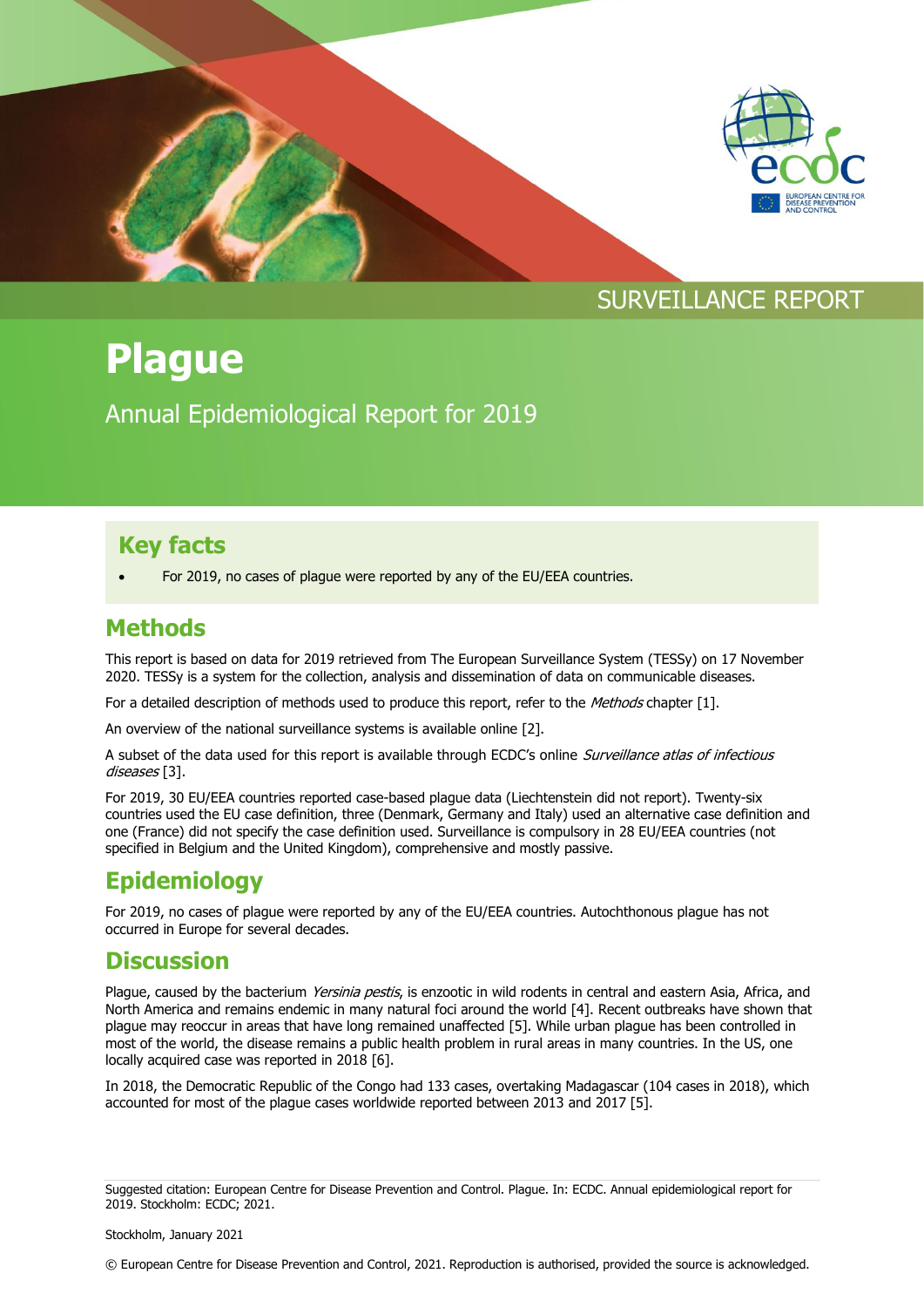SURVEILLANCE REPORT

# Plague

Annual Epidemiological Report for 2019

## Key facts

- For 2019, no cases of plague were reported by any of the EU/EEA countries.

## Methods

This report is based on data for 2019 retrieved from The European Surveillance System (TESSy) on 17 November 2020. TESSy is a system for the collection, analysis and dissemination of data on communicable diseases.

For a detailed description of methods used to produce this report, refer to the *Methods* chapter [1].

An overview of the national surveillance systems is available online [2].

A subset of the data used for this report is available through ECDC's online *Surveillance atlas of infectious diseases* [3].

For 2019, 30 EU/EEA countries reported case-based plague data (Liechtenstein did not report). Twenty-six countries used the EU case definition, three (Denmark, Germany and Italy) used an alternative case definition and one (France) did not specify the case definition used. Surveillance is compulsory in 28 EU/EEA countries (not specified in Belgium and the United Kingdom), comprehensive and mostly passive.

## Epidemiology

For 2019, no cases of plague were reported by any of the EU/EEA countries. Autochthonous plague has not occurred in Europe for several decades.

## Discussion

Plague, caused by the bacterium *Yersinia pestis*, is enzootic in wild rodents in central and eastern Asia, Africa, and North America and remains endemic in many natural foci around the world [4]. Recent outbreaks have shown that plague may reoccur in areas that have long remained unaffected [5]. While urban plague has been controlled in most of the world, the disease remains a public health problem in rural areas in many countries. In the US, one locally acquired case was reported in 2018 [6].

In 2018, the Democratic Republic of the Congo had 133 cases, overtaking Madagascar (104 cases in 2018), which accounted for most of the plague cases worldwide reported between 2013 and 2017 [5].

Suggested citation: European Centre for Disease Prevention and Control. Plague. In: ECDC. Annual epidemiological report for 2019. Stockholm: ECDC; 2021.

Stockholm, January 2021

© European Centre for Disease Prevention and Control, 2021. Reproduction is authorised, provided the source is acknowledged.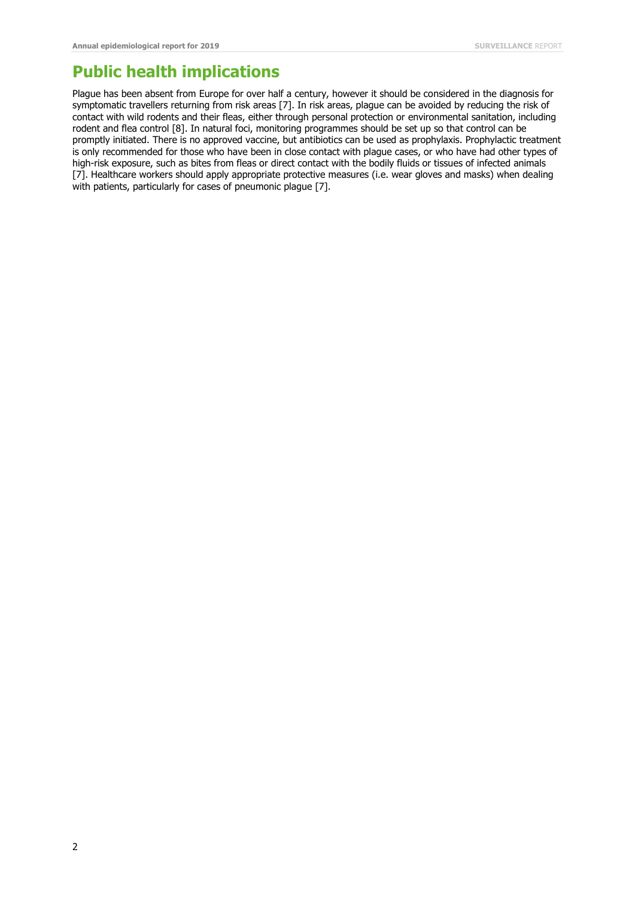## Public health implications

Plague has been absent from Europe for over half a century, however it should be considered in the diagnosis for symptomatic travellers returning from risk areas [7]. In risk areas, plague can be avoided by reducing the risk of contact with wild rodents and their fleas, either through personal protection or environmental sanitation, including rodent and flea control [8]. In natural foci, monitoring programmes should be set up so that control can be promptly initiated. There is no approved vaccine, but antibiotics can be used as prophylaxis. Prophylactic treatment is only recommended for those who have been in close contact with plague cases, or who have had other types of high-risk exposure, such as bites from fleas or direct contact with the bodily fluids or tissues of infected animals [7]. Healthcare workers should apply appropriate protective measures (i.e. wear gloves and masks) when dealing with patients, particularly for cases of pneumonic plague [7].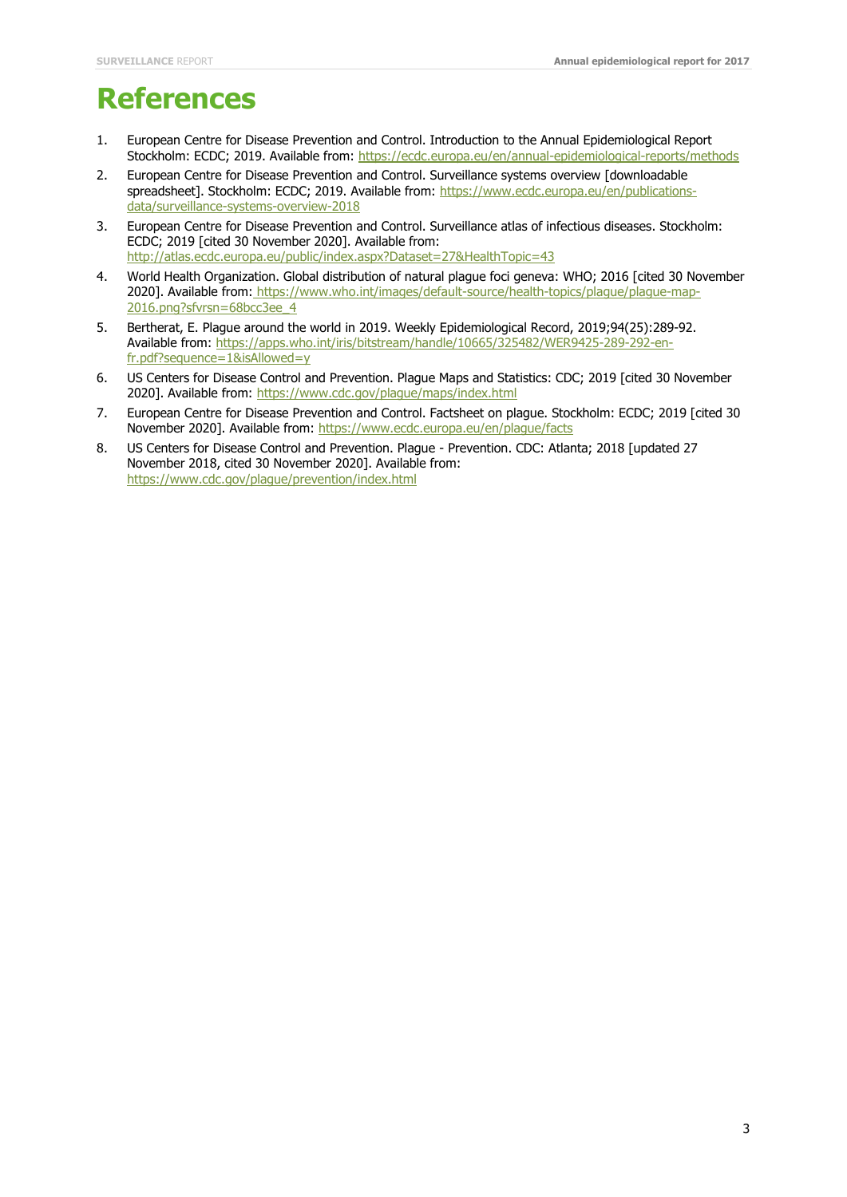# References

1. European Centre for Disease Prevention and Control. Introduction to the Annual Epidemiological Report Stockholm: ECDC; 2019. Available from: https://ecdc.europa.eu/en/annual-epidemiological-reports/methods
2. European Centre for Disease Prevention and Control. Surveillance systems overview [downloadable spreadsheet]. Stockholm: ECDC; 2019. Available from: https://www.ecdc.europa.eu/en/publications-data/surveillance-systems-overview-2018
3. European Centre for Disease Prevention and Control. Surveillance atlas of infectious diseases. Stockholm: ECDC; 2019 [cited 30 November 2020]. Available from: http://atlas.ecdc.europa.eu/public/index.aspx?Dataset=27&HealthTopic=43
4. World Health Organization. Global distribution of natural plague foci geneva: WHO; 2016 [cited 30 November 2020]. Available from: https://www.who.int/images/default-source/health-topics/plague/plague-map-2016.png?sfvrsn=68bcc3ee_4
5. Bertherat, E. Plague around the world in 2019. Weekly Epidemiological Record, 2019;94(25):289-92. Available from: https://apps.who.int/iris/bitstream/handle/10665/325482/WER9425-289-292-en-fr.pdf?sequence=1&isAllowed=y
6. US Centers for Disease Control and Prevention. Plague Maps and Statistics: CDC; 2019 [cited 30 November 2020]. Available from: https://www.cdc.gov/plague/maps/index.html
7. European Centre for Disease Prevention and Control. Factsheet on plague. Stockholm: ECDC; 2019 [cited 30 November 2020]. Available from: https://www.ecdc.europa.eu/en/plague/facts
8. US Centers for Disease Control and Prevention. Plague - Prevention. CDC: Atlanta; 2018 [updated 27 November 2018, cited 30 November 2020]. Available from: https://www.cdc.gov/plague/prevention/index.html